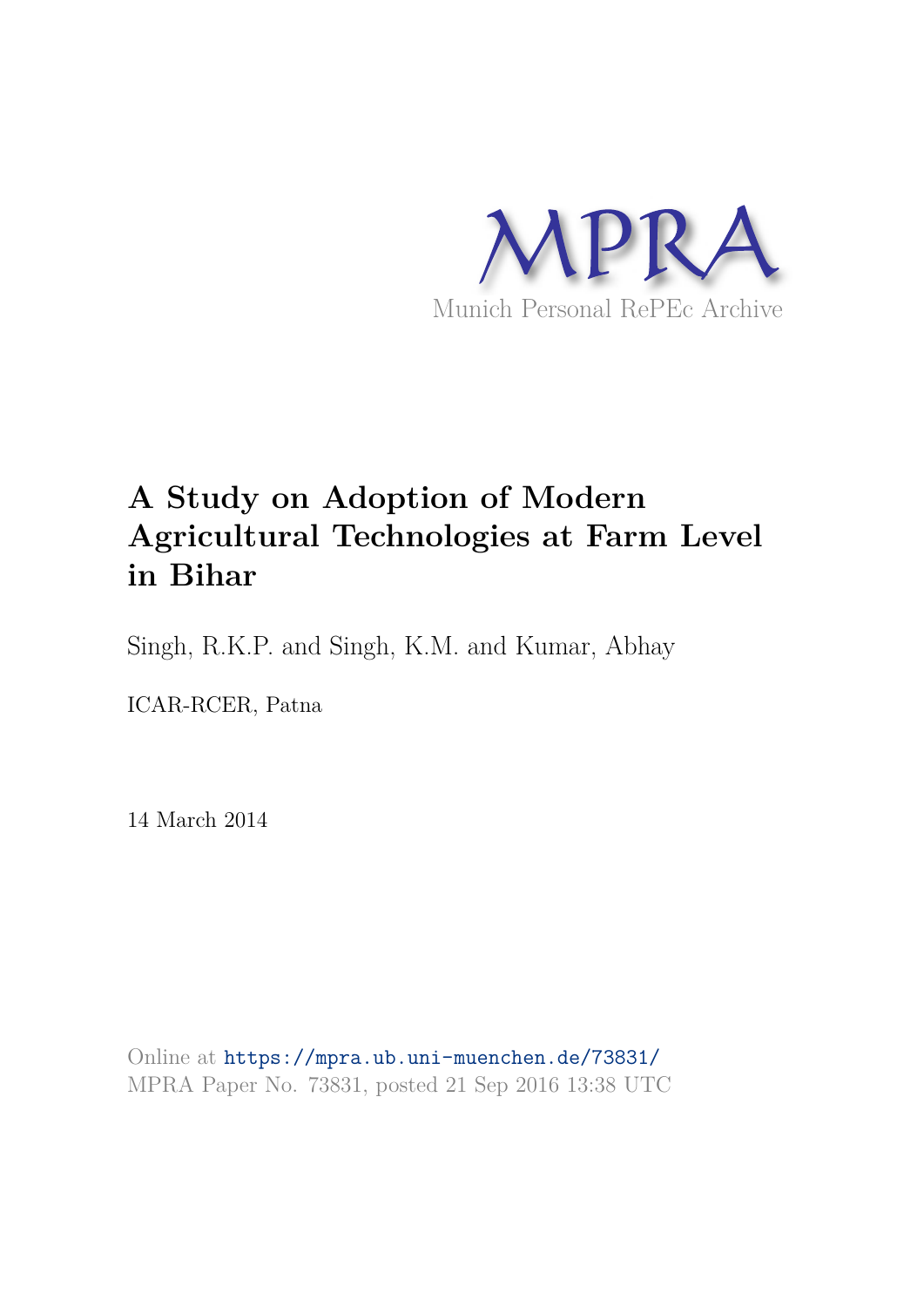MPRA

Munich Personal RePEc Archive

# A Study on Adoption of Modern Agricultural Technologies at Farm Level in Bihar

Singh, R.K.P. and Singh, K.M. and Kumar, Abhay

ICAR-RCER, Patna

14 March 2014

Online at https://mpra.ub.uni-muenchen.de/73831/
MPRA Paper No. 73831, posted 21 Sep 2016 13:38 UTC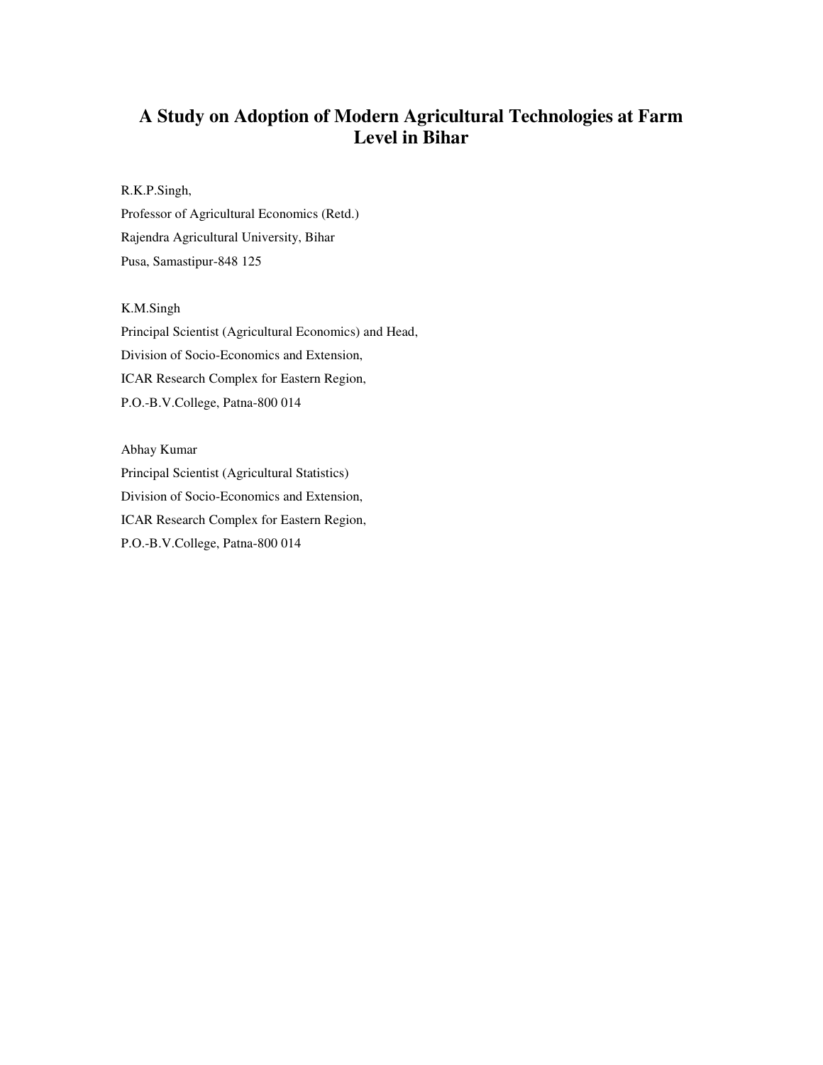# A Study on Adoption of Modern Agricultural Technologies at Farm Level in Bihar

R.K.P.Singh,
Professor of Agricultural Economics (Retd.)
Rajendra Agricultural University, Bihar
Pusa, Samastipur-848 125

K.M.Singh
Principal Scientist (Agricultural Economics) and Head,
Division of Socio-Economics and Extension,
ICAR Research Complex for Eastern Region,
P.O.-B.V.College, Patna-800 014

Abhay Kumar
Principal Scientist (Agricultural Statistics)
Division of Socio-Economics and Extension,
ICAR Research Complex for Eastern Region,
P.O.-B.V.College, Patna-800 014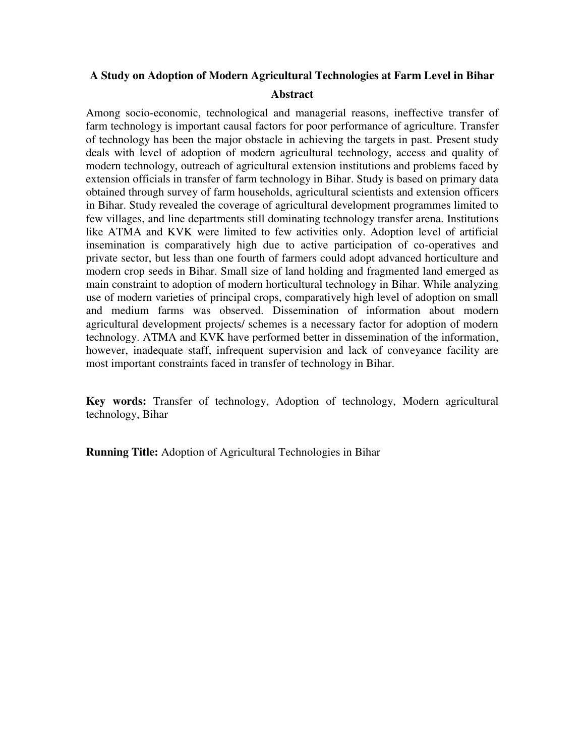# A Study on Adoption of Modern Agricultural Technologies at Farm Level in Bihar

## Abstract

Among socio-economic, technological and managerial reasons, ineffective transfer of farm technology is important causal factors for poor performance of agriculture. Transfer of technology has been the major obstacle in achieving the targets in past. Present study deals with level of adoption of modern agricultural technology, access and quality of modern technology, outreach of agricultural extension institutions and problems faced by extension officials in transfer of farm technology in Bihar. Study is based on primary data obtained through survey of farm households, agricultural scientists and extension officers in Bihar. Study revealed the coverage of agricultural development programmes limited to few villages, and line departments still dominating technology transfer arena. Institutions like ATMA and KVK were limited to few activities only. Adoption level of artificial insemination is comparatively high due to active participation of co-operatives and private sector, but less than one fourth of farmers could adopt advanced horticulture and modern crop seeds in Bihar. Small size of land holding and fragmented land emerged as main constraint to adoption of modern horticultural technology in Bihar. While analyzing use of modern varieties of principal crops, comparatively high level of adoption on small and medium farms was observed. Dissemination of information about modern agricultural development projects/ schemes is a necessary factor for adoption of modern technology. ATMA and KVK have performed better in dissemination of the information, however, inadequate staff, infrequent supervision and lack of conveyance facility are most important constraints faced in transfer of technology in Bihar.

**Key words:** Transfer of technology, Adoption of technology, Modern agricultural technology, Bihar

**Running Title:** Adoption of Agricultural Technologies in Bihar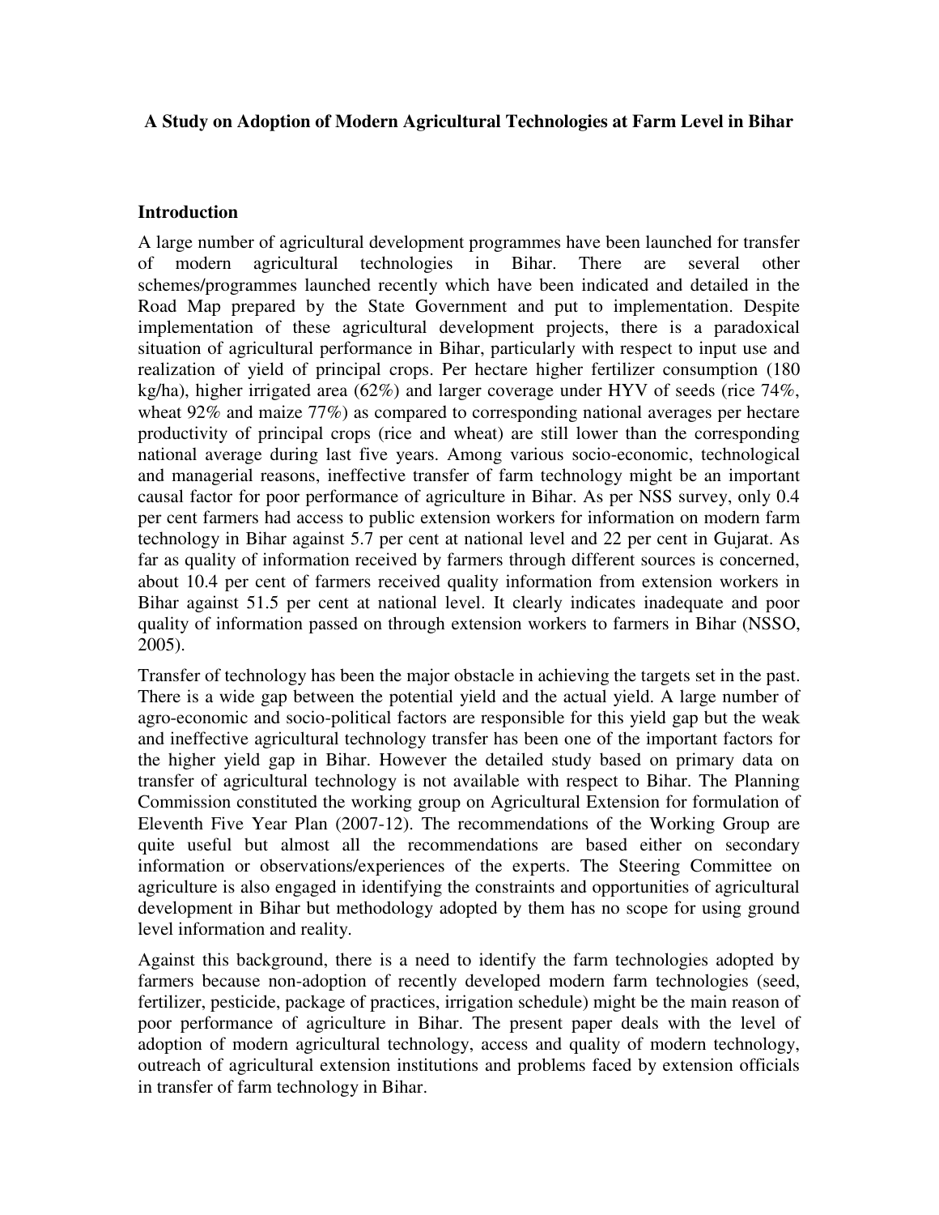**A Study on Adoption of Modern Agricultural Technologies at Farm Level in Bihar**

## Introduction

A large number of agricultural development programmes have been launched for transfer of modern agricultural technologies in Bihar. There are several other schemes/programmes launched recently which have been indicated and detailed in the Road Map prepared by the State Government and put to implementation. Despite implementation of these agricultural development projects, there is a paradoxical situation of agricultural performance in Bihar, particularly with respect to input use and realization of yield of principal crops. Per hectare higher fertilizer consumption (180 kg/ha), higher irrigated area (62%) and larger coverage under HYV of seeds (rice 74%, wheat 92% and maize 77%) as compared to corresponding national averages per hectare productivity of principal crops (rice and wheat) are still lower than the corresponding national average during last five years. Among various socio-economic, technological and managerial reasons, ineffective transfer of farm technology might be an important causal factor for poor performance of agriculture in Bihar. As per NSS survey, only 0.4 per cent farmers had access to public extension workers for information on modern farm technology in Bihar against 5.7 per cent at national level and 22 per cent in Gujarat. As far as quality of information received by farmers through different sources is concerned, about 10.4 per cent of farmers received quality information from extension workers in Bihar against 51.5 per cent at national level. It clearly indicates inadequate and poor quality of information passed on through extension workers to farmers in Bihar (NSSO, 2005).

Transfer of technology has been the major obstacle in achieving the targets set in the past. There is a wide gap between the potential yield and the actual yield. A large number of agro-economic and socio-political factors are responsible for this yield gap but the weak and ineffective agricultural technology transfer has been one of the important factors for the higher yield gap in Bihar. However the detailed study based on primary data on transfer of agricultural technology is not available with respect to Bihar. The Planning Commission constituted the working group on Agricultural Extension for formulation of Eleventh Five Year Plan (2007-12). The recommendations of the Working Group are quite useful but almost all the recommendations are based either on secondary information or observations/experiences of the experts. The Steering Committee on agriculture is also engaged in identifying the constraints and opportunities of agricultural development in Bihar but methodology adopted by them has no scope for using ground level information and reality.

Against this background, there is a need to identify the farm technologies adopted by farmers because non-adoption of recently developed modern farm technologies (seed, fertilizer, pesticide, package of practices, irrigation schedule) might be the main reason of poor performance of agriculture in Bihar. The present paper deals with the level of adoption of modern agricultural technology, access and quality of modern technology, outreach of agricultural extension institutions and problems faced by extension officials in transfer of farm technology in Bihar.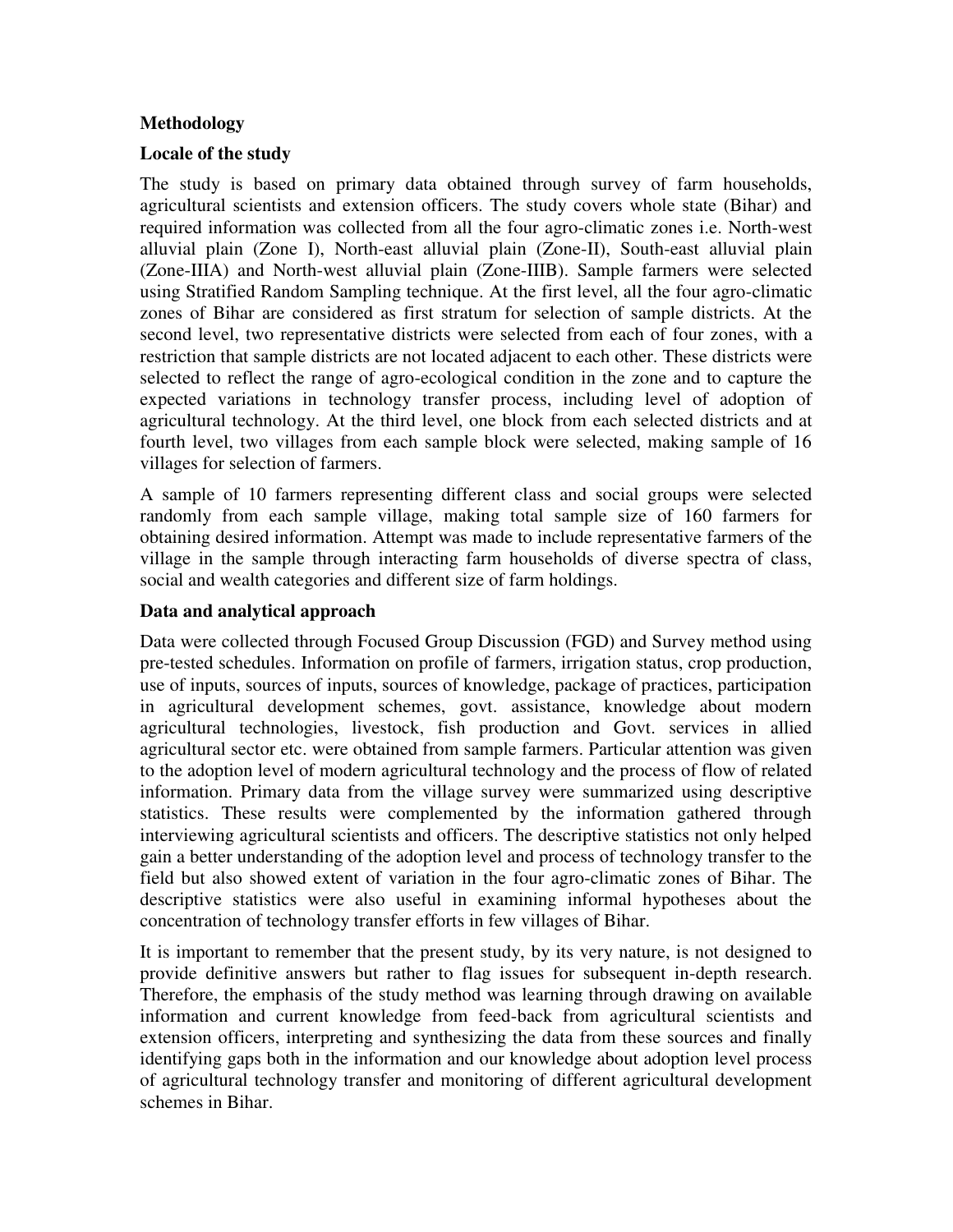## Methodology

### Locale of the study

The study is based on primary data obtained through survey of farm households, agricultural scientists and extension officers. The study covers whole state (Bihar) and required information was collected from all the four agro-climatic zones i.e. North-west alluvial plain (Zone I), North-east alluvial plain (Zone-II), South-east alluvial plain (Zone-IIIA) and North-west alluvial plain (Zone-IIIB). Sample farmers were selected using Stratified Random Sampling technique. At the first level, all the four agro-climatic zones of Bihar are considered as first stratum for selection of sample districts. At the second level, two representative districts were selected from each of four zones, with a restriction that sample districts are not located adjacent to each other. These districts were selected to reflect the range of agro-ecological condition in the zone and to capture the expected variations in technology transfer process, including level of adoption of agricultural technology. At the third level, one block from each selected districts and at fourth level, two villages from each sample block were selected, making sample of 16 villages for selection of farmers.

A sample of 10 farmers representing different class and social groups were selected randomly from each sample village, making total sample size of 160 farmers for obtaining desired information. Attempt was made to include representative farmers of the village in the sample through interacting farm households of diverse spectra of class, social and wealth categories and different size of farm holdings.

### Data and analytical approach

Data were collected through Focused Group Discussion (FGD) and Survey method using pre-tested schedules. Information on profile of farmers, irrigation status, crop production, use of inputs, sources of inputs, sources of knowledge, package of practices, participation in agricultural development schemes, govt. assistance, knowledge about modern agricultural technologies, livestock, fish production and Govt. services in allied agricultural sector etc. were obtained from sample farmers. Particular attention was given to the adoption level of modern agricultural technology and the process of flow of related information. Primary data from the village survey were summarized using descriptive statistics. These results were complemented by the information gathered through interviewing agricultural scientists and officers. The descriptive statistics not only helped gain a better understanding of the adoption level and process of technology transfer to the field but also showed extent of variation in the four agro-climatic zones of Bihar. The descriptive statistics were also useful in examining informal hypotheses about the concentration of technology transfer efforts in few villages of Bihar.

It is important to remember that the present study, by its very nature, is not designed to provide definitive answers but rather to flag issues for subsequent in-depth research. Therefore, the emphasis of the study method was learning through drawing on available information and current knowledge from feed-back from agricultural scientists and extension officers, interpreting and synthesizing the data from these sources and finally identifying gaps both in the information and our knowledge about adoption level process of agricultural technology transfer and monitoring of different agricultural development schemes in Bihar.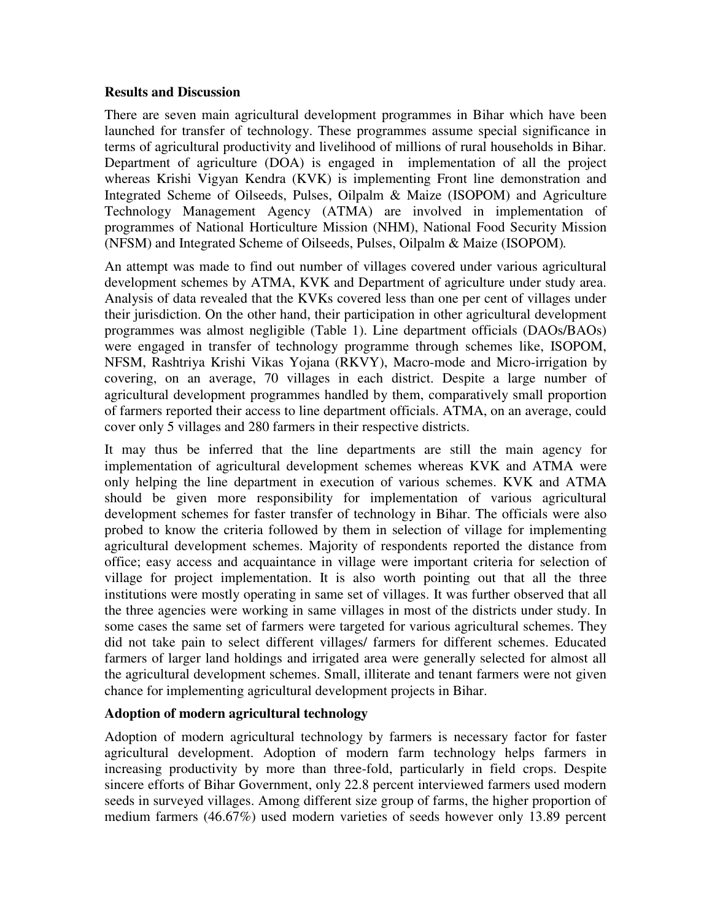**Results and Discussion**

There are seven main agricultural development programmes in Bihar which have been launched for transfer of technology. These programmes assume special significance in terms of agricultural productivity and livelihood of millions of rural households in Bihar. Department of agriculture (DOA) is engaged in implementation of all the project whereas Krishi Vigyan Kendra (KVK) is implementing Front line demonstration and Integrated Scheme of Oilseeds, Pulses, Oilpalm & Maize (ISOPOM) and Agriculture Technology Management Agency (ATMA) are involved in implementation of programmes of National Horticulture Mission (NHM), National Food Security Mission (NFSM) and Integrated Scheme of Oilseeds, Pulses, Oilpalm & Maize (ISOPOM).

An attempt was made to find out number of villages covered under various agricultural development schemes by ATMA, KVK and Department of agriculture under study area. Analysis of data revealed that the KVKs covered less than one per cent of villages under their jurisdiction. On the other hand, their participation in other agricultural development programmes was almost negligible (Table 1). Line department officials (DAOs/BAOs) were engaged in transfer of technology programme through schemes like, ISOPOM, NFSM, Rashtriya Krishi Vikas Yojana (RKVY), Macro-mode and Micro-irrigation by covering, on an average, 70 villages in each district. Despite a large number of agricultural development programmes handled by them, comparatively small proportion of farmers reported their access to line department officials. ATMA, on an average, could cover only 5 villages and 280 farmers in their respective districts.

It may thus be inferred that the line departments are still the main agency for implementation of agricultural development schemes whereas KVK and ATMA were only helping the line department in execution of various schemes. KVK and ATMA should be given more responsibility for implementation of various agricultural development schemes for faster transfer of technology in Bihar. The officials were also probed to know the criteria followed by them in selection of village for implementing agricultural development schemes. Majority of respondents reported the distance from office; easy access and acquaintance in village were important criteria for selection of village for project implementation. It is also worth pointing out that all the three institutions were mostly operating in same set of villages. It was further observed that all the three agencies were working in same villages in most of the districts under study. In some cases the same set of farmers were targeted for various agricultural schemes. They did not take pain to select different villages/ farmers for different schemes. Educated farmers of larger land holdings and irrigated area were generally selected for almost all the agricultural development schemes. Small, illiterate and tenant farmers were not given chance for implementing agricultural development projects in Bihar.

**Adoption of modern agricultural technology**

Adoption of modern agricultural technology by farmers is necessary factor for faster agricultural development. Adoption of modern farm technology helps farmers in increasing productivity by more than three-fold, particularly in field crops. Despite sincere efforts of Bihar Government, only 22.8 percent interviewed farmers used modern seeds in surveyed villages. Among different size group of farms, the higher proportion of medium farmers (46.67%) used modern varieties of seeds however only 13.89 percent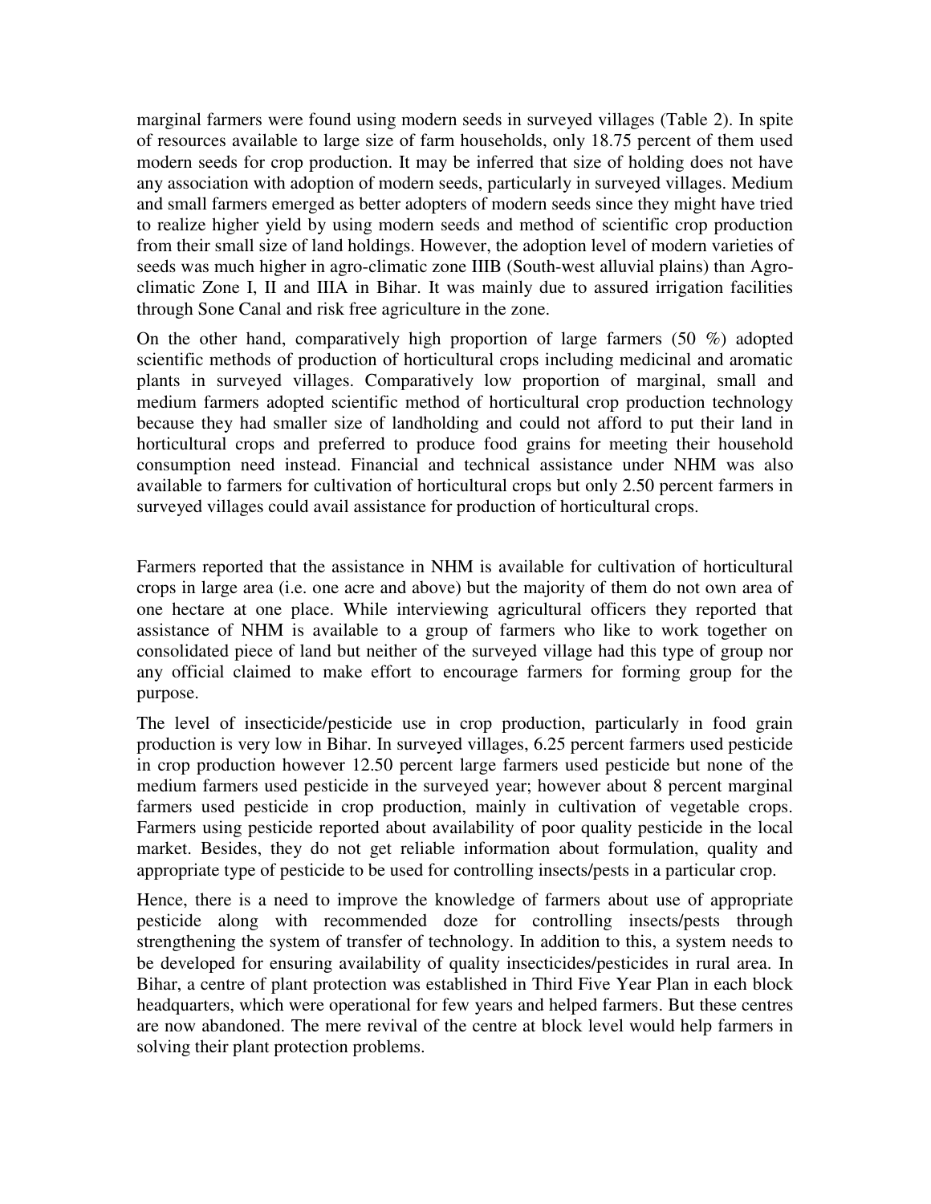marginal farmers were found using modern seeds in surveyed villages (Table 2). In spite of resources available to large size of farm households, only 18.75 percent of them used modern seeds for crop production. It may be inferred that size of holding does not have any association with adoption of modern seeds, particularly in surveyed villages. Medium and small farmers emerged as better adopters of modern seeds since they might have tried to realize higher yield by using modern seeds and method of scientific crop production from their small size of land holdings. However, the adoption level of modern varieties of seeds was much higher in agro-climatic zone IIIB (South-west alluvial plains) than Agro-climatic Zone I, II and IIIA in Bihar. It was mainly due to assured irrigation facilities through Sone Canal and risk free agriculture in the zone.

On the other hand, comparatively high proportion of large farmers (50 %) adopted scientific methods of production of horticultural crops including medicinal and aromatic plants in surveyed villages. Comparatively low proportion of marginal, small and medium farmers adopted scientific method of horticultural crop production technology because they had smaller size of landholding and could not afford to put their land in horticultural crops and preferred to produce food grains for meeting their household consumption need instead. Financial and technical assistance under NHM was also available to farmers for cultivation of horticultural crops but only 2.50 percent farmers in surveyed villages could avail assistance for production of horticultural crops.

Farmers reported that the assistance in NHM is available for cultivation of horticultural crops in large area (i.e. one acre and above) but the majority of them do not own area of one hectare at one place. While interviewing agricultural officers they reported that assistance of NHM is available to a group of farmers who like to work together on consolidated piece of land but neither of the surveyed village had this type of group nor any official claimed to make effort to encourage farmers for forming group for the purpose.

The level of insecticide/pesticide use in crop production, particularly in food grain production is very low in Bihar. In surveyed villages, 6.25 percent farmers used pesticide in crop production however 12.50 percent large farmers used pesticide but none of the medium farmers used pesticide in the surveyed year; however about 8 percent marginal farmers used pesticide in crop production, mainly in cultivation of vegetable crops. Farmers using pesticide reported about availability of poor quality pesticide in the local market. Besides, they do not get reliable information about formulation, quality and appropriate type of pesticide to be used for controlling insects/pests in a particular crop.

Hence, there is a need to improve the knowledge of farmers about use of appropriate pesticide along with recommended doze for controlling insects/pests through strengthening the system of transfer of technology. In addition to this, a system needs to be developed for ensuring availability of quality insecticides/pesticides in rural area. In Bihar, a centre of plant protection was established in Third Five Year Plan in each block headquarters, which were operational for few years and helped farmers. But these centres are now abandoned. The mere revival of the centre at block level would help farmers in solving their plant protection problems.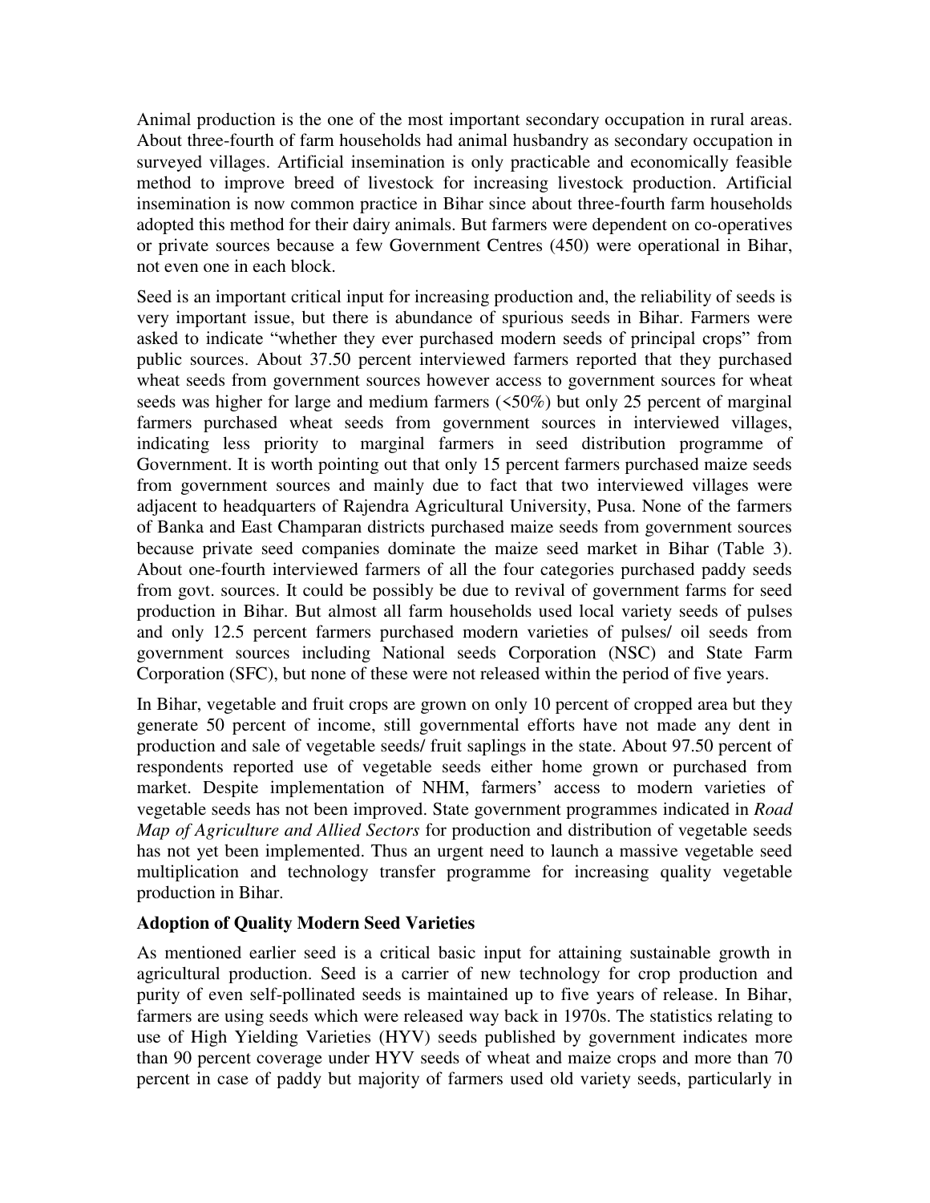Animal production is the one of the most important secondary occupation in rural areas. About three-fourth of farm households had animal husbandry as secondary occupation in surveyed villages. Artificial insemination is only practicable and economically feasible method to improve breed of livestock for increasing livestock production. Artificial insemination is now common practice in Bihar since about three-fourth farm households adopted this method for their dairy animals. But farmers were dependent on co-operatives or private sources because a few Government Centres (450) were operational in Bihar, not even one in each block.

Seed is an important critical input for increasing production and, the reliability of seeds is very important issue, but there is abundance of spurious seeds in Bihar. Farmers were asked to indicate "whether they ever purchased modern seeds of principal crops" from public sources. About 37.50 percent interviewed farmers reported that they purchased wheat seeds from government sources however access to government sources for wheat seeds was higher for large and medium farmers (<50%) but only 25 percent of marginal farmers purchased wheat seeds from government sources in interviewed villages, indicating less priority to marginal farmers in seed distribution programme of Government. It is worth pointing out that only 15 percent farmers purchased maize seeds from government sources and mainly due to fact that two interviewed villages were adjacent to headquarters of Rajendra Agricultural University, Pusa. None of the farmers of Banka and East Champaran districts purchased maize seeds from government sources because private seed companies dominate the maize seed market in Bihar (Table 3). About one-fourth interviewed farmers of all the four categories purchased paddy seeds from govt. sources. It could be possibly be due to revival of government farms for seed production in Bihar. But almost all farm households used local variety seeds of pulses and only 12.5 percent farmers purchased modern varieties of pulses/ oil seeds from government sources including National seeds Corporation (NSC) and State Farm Corporation (SFC), but none of these were not released within the period of five years.

In Bihar, vegetable and fruit crops are grown on only 10 percent of cropped area but they generate 50 percent of income, still governmental efforts have not made any dent in production and sale of vegetable seeds/ fruit saplings in the state. About 97.50 percent of respondents reported use of vegetable seeds either home grown or purchased from market. Despite implementation of NHM, farmers' access to modern varieties of vegetable seeds has not been improved. State government programmes indicated in *Road Map of Agriculture and Allied Sectors* for production and distribution of vegetable seeds has not yet been implemented. Thus an urgent need to launch a massive vegetable seed multiplication and technology transfer programme for increasing quality vegetable production in Bihar.

**Adoption of Quality Modern Seed Varieties**

As mentioned earlier seed is a critical basic input for attaining sustainable growth in agricultural production. Seed is a carrier of new technology for crop production and purity of even self-pollinated seeds is maintained up to five years of release. In Bihar, farmers are using seeds which were released way back in 1970s. The statistics relating to use of High Yielding Varieties (HYV) seeds published by government indicates more than 90 percent coverage under HYV seeds of wheat and maize crops and more than 70 percent in case of paddy but majority of farmers used old variety seeds, particularly in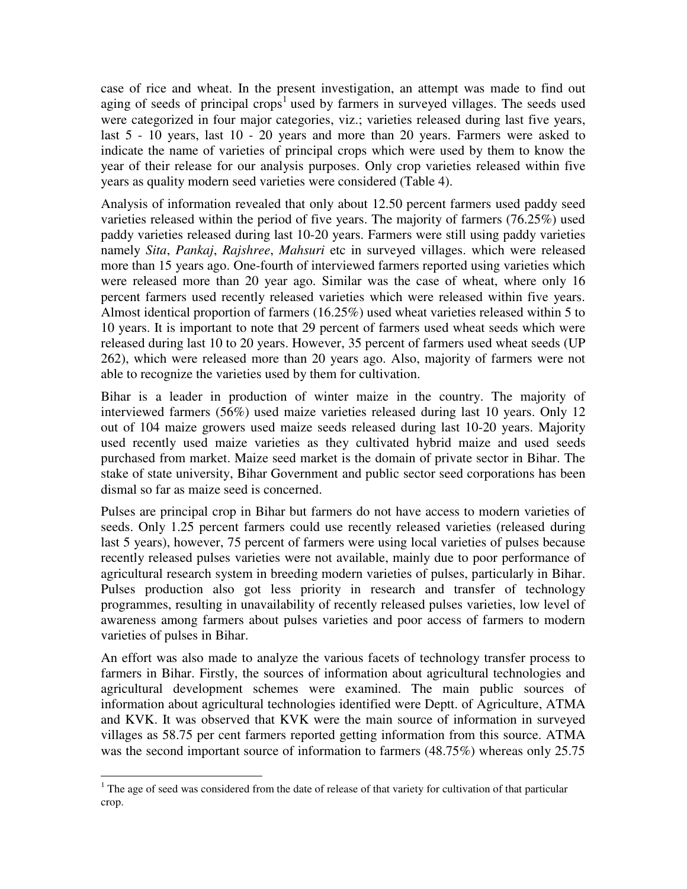case of rice and wheat. In the present investigation, an attempt was made to find out aging of seeds of principal crops[1] used by farmers in surveyed villages. The seeds used were categorized in four major categories, viz.; varieties released during last five years, last 5 - 10 years, last 10 - 20 years and more than 20 years. Farmers were asked to indicate the name of varieties of principal crops which were used by them to know the year of their release for our analysis purposes. Only crop varieties released within five years as quality modern seed varieties were considered (Table 4).

Analysis of information revealed that only about 12.50 percent farmers used paddy seed varieties released within the period of five years. The majority of farmers (76.25%) used paddy varieties released during last 10-20 years. Farmers were still using paddy varieties namely *Sita*, *Pankaj*, *Rajshree*, *Mahsuri* etc in surveyed villages. which were released more than 15 years ago. One-fourth of interviewed farmers reported using varieties which were released more than 20 year ago. Similar was the case of wheat, where only 16 percent farmers used recently released varieties which were released within five years. Almost identical proportion of farmers (16.25%) used wheat varieties released within 5 to 10 years. It is important to note that 29 percent of farmers used wheat seeds which were released during last 10 to 20 years. However, 35 percent of farmers used wheat seeds (UP 262), which were released more than 20 years ago. Also, majority of farmers were not able to recognize the varieties used by them for cultivation.

Bihar is a leader in production of winter maize in the country. The majority of interviewed farmers (56%) used maize varieties released during last 10 years. Only 12 out of 104 maize growers used maize seeds released during last 10-20 years. Majority used recently used maize varieties as they cultivated hybrid maize and used seeds purchased from market. Maize seed market is the domain of private sector in Bihar. The stake of state university, Bihar Government and public sector seed corporations has been dismal so far as maize seed is concerned.

Pulses are principal crop in Bihar but farmers do not have access to modern varieties of seeds. Only 1.25 percent farmers could use recently released varieties (released during last 5 years), however, 75 percent of farmers were using local varieties of pulses because recently released pulses varieties were not available, mainly due to poor performance of agricultural research system in breeding modern varieties of pulses, particularly in Bihar. Pulses production also got less priority in research and transfer of technology programmes, resulting in unavailability of recently released pulses varieties, low level of awareness among farmers about pulses varieties and poor access of farmers to modern varieties of pulses in Bihar.

An effort was also made to analyze the various facets of technology transfer process to farmers in Bihar. Firstly, the sources of information about agricultural technologies and agricultural development schemes were examined. The main public sources of information about agricultural technologies identified were Deptt. of Agriculture, ATMA and KVK. It was observed that KVK were the main source of information in surveyed villages as 58.75 per cent farmers reported getting information from this source. ATMA was the second important source of information to farmers (48.75%) whereas only 25.75

---

[1] The age of seed was considered from the date of release of that variety for cultivation of that particular crop.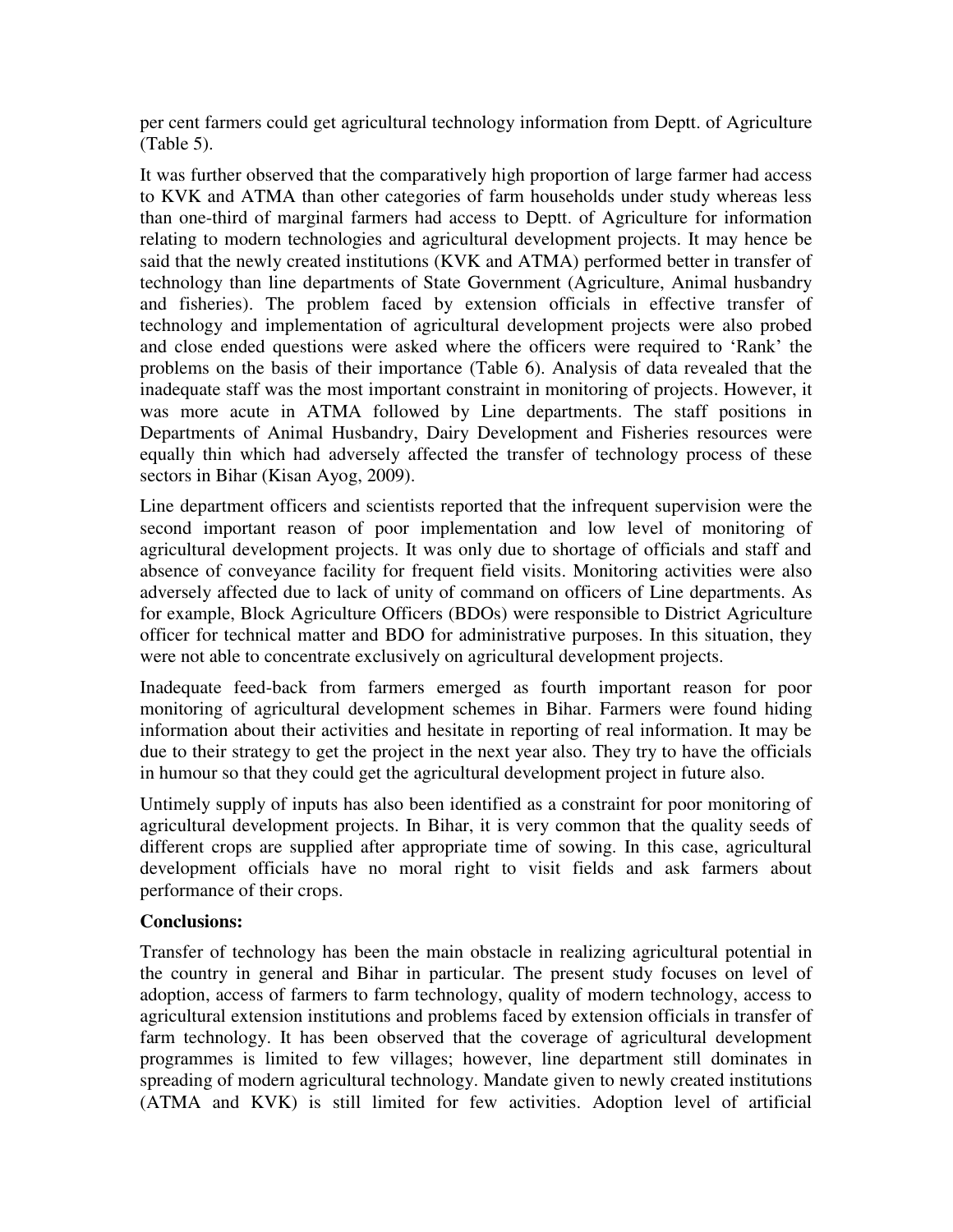per cent farmers could get agricultural technology information from Deptt. of Agriculture (Table 5).

It was further observed that the comparatively high proportion of large farmer had access to KVK and ATMA than other categories of farm households under study whereas less than one-third of marginal farmers had access to Deptt. of Agriculture for information relating to modern technologies and agricultural development projects. It may hence be said that the newly created institutions (KVK and ATMA) performed better in transfer of technology than line departments of State Government (Agriculture, Animal husbandry and fisheries). The problem faced by extension officials in effective transfer of technology and implementation of agricultural development projects were also probed and close ended questions were asked where the officers were required to 'Rank' the problems on the basis of their importance (Table 6). Analysis of data revealed that the inadequate staff was the most important constraint in monitoring of projects. However, it was more acute in ATMA followed by Line departments. The staff positions in Departments of Animal Husbandry, Dairy Development and Fisheries resources were equally thin which had adversely affected the transfer of technology process of these sectors in Bihar (Kisan Ayog, 2009).

Line department officers and scientists reported that the infrequent supervision were the second important reason of poor implementation and low level of monitoring of agricultural development projects. It was only due to shortage of officials and staff and absence of conveyance facility for frequent field visits. Monitoring activities were also adversely affected due to lack of unity of command on officers of Line departments. As for example, Block Agriculture Officers (BDOs) were responsible to District Agriculture officer for technical matter and BDO for administrative purposes. In this situation, they were not able to concentrate exclusively on agricultural development projects.

Inadequate feed-back from farmers emerged as fourth important reason for poor monitoring of agricultural development schemes in Bihar. Farmers were found hiding information about their activities and hesitate in reporting of real information. It may be due to their strategy to get the project in the next year also. They try to have the officials in humour so that they could get the agricultural development project in future also.

Untimely supply of inputs has also been identified as a constraint for poor monitoring of agricultural development projects. In Bihar, it is very common that the quality seeds of different crops are supplied after appropriate time of sowing. In this case, agricultural development officials have no moral right to visit fields and ask farmers about performance of their crops.

**Conclusions:**

Transfer of technology has been the main obstacle in realizing agricultural potential in the country in general and Bihar in particular. The present study focuses on level of adoption, access of farmers to farm technology, quality of modern technology, access to agricultural extension institutions and problems faced by extension officials in transfer of farm technology. It has been observed that the coverage of agricultural development programmes is limited to few villages; however, line department still dominates in spreading of modern agricultural technology. Mandate given to newly created institutions (ATMA and KVK) is still limited for few activities. Adoption level of artificial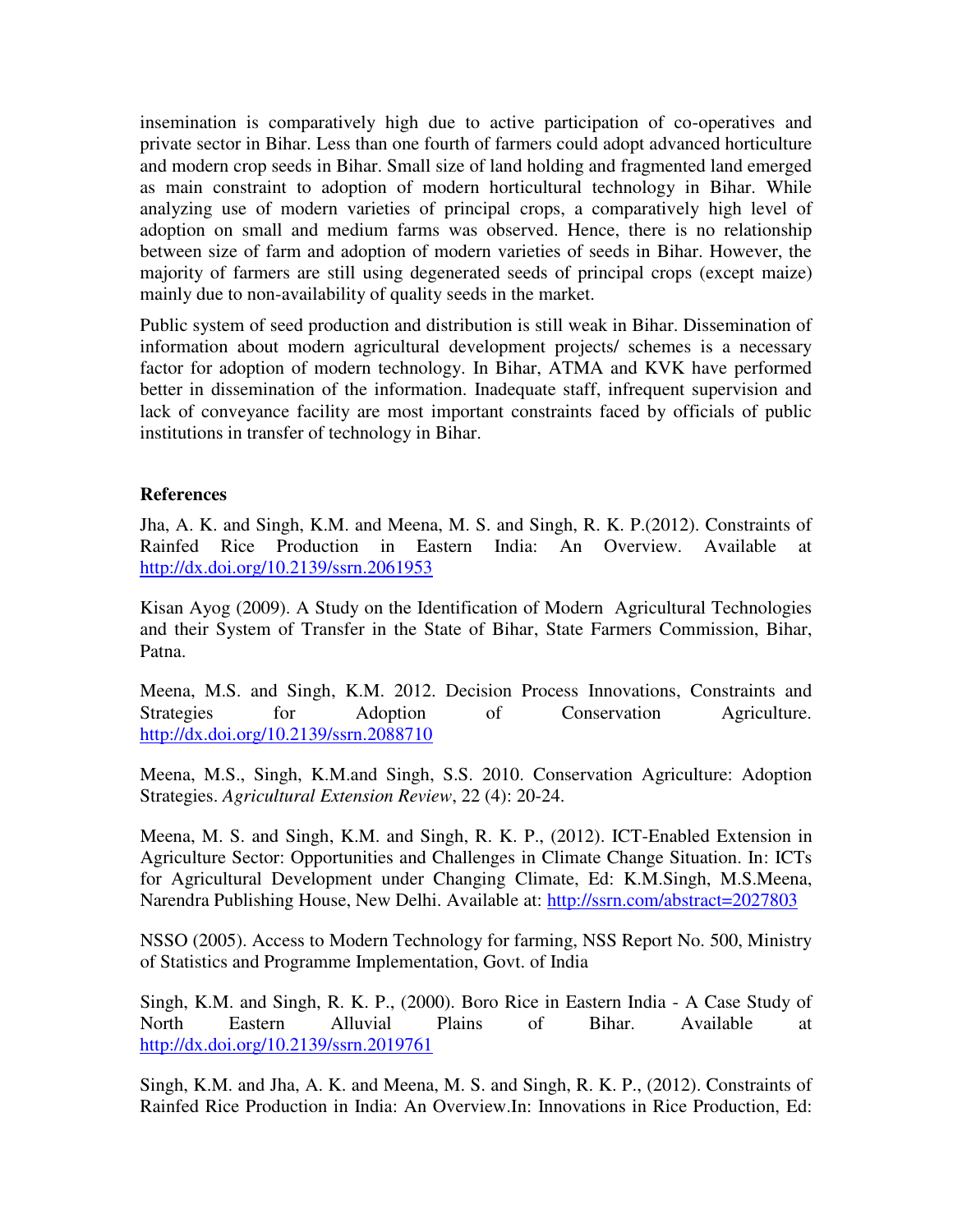insemination is comparatively high due to active participation of co-operatives and private sector in Bihar. Less than one fourth of farmers could adopt advanced horticulture and modern crop seeds in Bihar. Small size of land holding and fragmented land emerged as main constraint to adoption of modern horticultural technology in Bihar. While analyzing use of modern varieties of principal crops, a comparatively high level of adoption on small and medium farms was observed. Hence, there is no relationship between size of farm and adoption of modern varieties of seeds in Bihar. However, the majority of farmers are still using degenerated seeds of principal crops (except maize) mainly due to non-availability of quality seeds in the market.

Public system of seed production and distribution is still weak in Bihar. Dissemination of information about modern agricultural development projects/ schemes is a necessary factor for adoption of modern technology. In Bihar, ATMA and KVK have performed better in dissemination of the information. Inadequate staff, infrequent supervision and lack of conveyance facility are most important constraints faced by officials of public institutions in transfer of technology in Bihar.

**References**

Jha, A. K. and Singh, K.M. and Meena, M. S. and Singh, R. K. P.(2012). Constraints of Rainfed Rice Production in Eastern India: An Overview. Available at http://dx.doi.org/10.2139/ssrn.2061953

Kisan Ayog (2009). A Study on the Identification of Modern Agricultural Technologies and their System of Transfer in the State of Bihar, State Farmers Commission, Bihar, Patna.

Meena, M.S. and Singh, K.M. 2012. Decision Process Innovations, Constraints and Strategies for Adoption of Conservation Agriculture. http://dx.doi.org/10.2139/ssrn.2088710

Meena, M.S., Singh, K.M.and Singh, S.S. 2010. Conservation Agriculture: Adoption Strategies. *Agricultural Extension Review*, 22 (4): 20-24.

Meena, M. S. and Singh, K.M. and Singh, R. K. P., (2012). ICT-Enabled Extension in Agriculture Sector: Opportunities and Challenges in Climate Change Situation. In: ICTs for Agricultural Development under Changing Climate, Ed: K.M.Singh, M.S.Meena, Narendra Publishing House, New Delhi. Available at: http://ssrn.com/abstract=2027803

NSSO (2005). Access to Modern Technology for farming, NSS Report No. 500, Ministry of Statistics and Programme Implementation, Govt. of India

Singh, K.M. and Singh, R. K. P., (2000). Boro Rice in Eastern India - A Case Study of North Eastern Alluvial Plains of Bihar. Available at http://dx.doi.org/10.2139/ssrn.2019761

Singh, K.M. and Jha, A. K. and Meena, M. S. and Singh, R. K. P., (2012). Constraints of Rainfed Rice Production in India: An Overview.In: Innovations in Rice Production, Ed: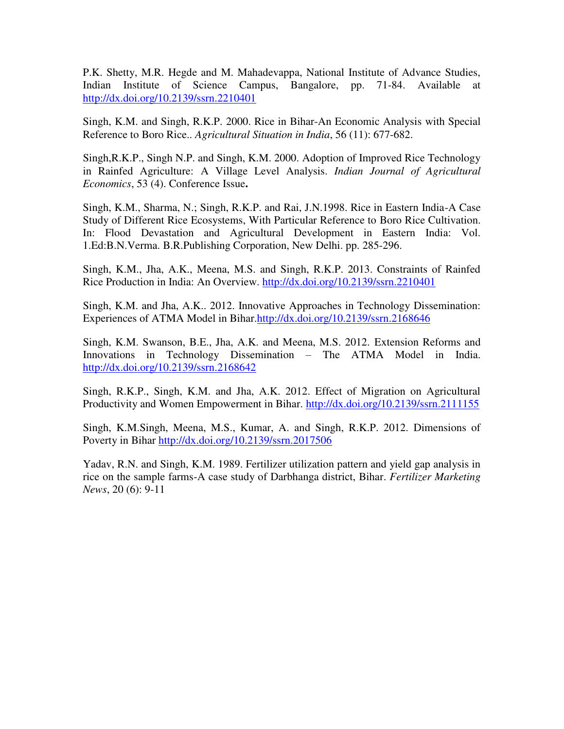P.K. Shetty, M.R. Hegde and M. Mahadevappa, National Institute of Advance Studies, Indian Institute of Science Campus, Bangalore, pp. 71-84. Available at http://dx.doi.org/10.2139/ssrn.2210401

Singh, K.M. and Singh, R.K.P. 2000. Rice in Bihar-An Economic Analysis with Special Reference to Boro Rice.. *Agricultural Situation in India*, 56 (11): 677-682.

Singh,R.K.P., Singh N.P. and Singh, K.M. 2000. Adoption of Improved Rice Technology in Rainfed Agriculture: A Village Level Analysis. *Indian Journal of Agricultural Economics*, 53 (4). Conference Issue**.**

Singh, K.M., Sharma, N.; Singh, R.K.P. and Rai, J.N.1998. Rice in Eastern India-A Case Study of Different Rice Ecosystems, With Particular Reference to Boro Rice Cultivation. In: Flood Devastation and Agricultural Development in Eastern India: Vol. 1.Ed:B.N.Verma. B.R.Publishing Corporation, New Delhi. pp. 285-296.

Singh, K.M., Jha, A.K., Meena, M.S. and Singh, R.K.P. 2013. Constraints of Rainfed Rice Production in India: An Overview. http://dx.doi.org/10.2139/ssrn.2210401

Singh, K.M. and Jha, A.K.. 2012. Innovative Approaches in Technology Dissemination: Experiences of ATMA Model in Bihar.http://dx.doi.org/10.2139/ssrn.2168646

Singh, K.M. Swanson, B.E., Jha, A.K. and Meena, M.S. 2012. Extension Reforms and Innovations in Technology Dissemination – The ATMA Model in India. http://dx.doi.org/10.2139/ssrn.2168642

Singh, R.K.P., Singh, K.M. and Jha, A.K. 2012. Effect of Migration on Agricultural Productivity and Women Empowerment in Bihar. http://dx.doi.org/10.2139/ssrn.2111155

Singh, K.M.Singh, Meena, M.S., Kumar, A. and Singh, R.K.P. 2012. Dimensions of Poverty in Bihar http://dx.doi.org/10.2139/ssrn.2017506

Yadav, R.N. and Singh, K.M. 1989. Fertilizer utilization pattern and yield gap analysis in rice on the sample farms-A case study of Darbhanga district, Bihar. *Fertilizer Marketing News*, 20 (6): 9-11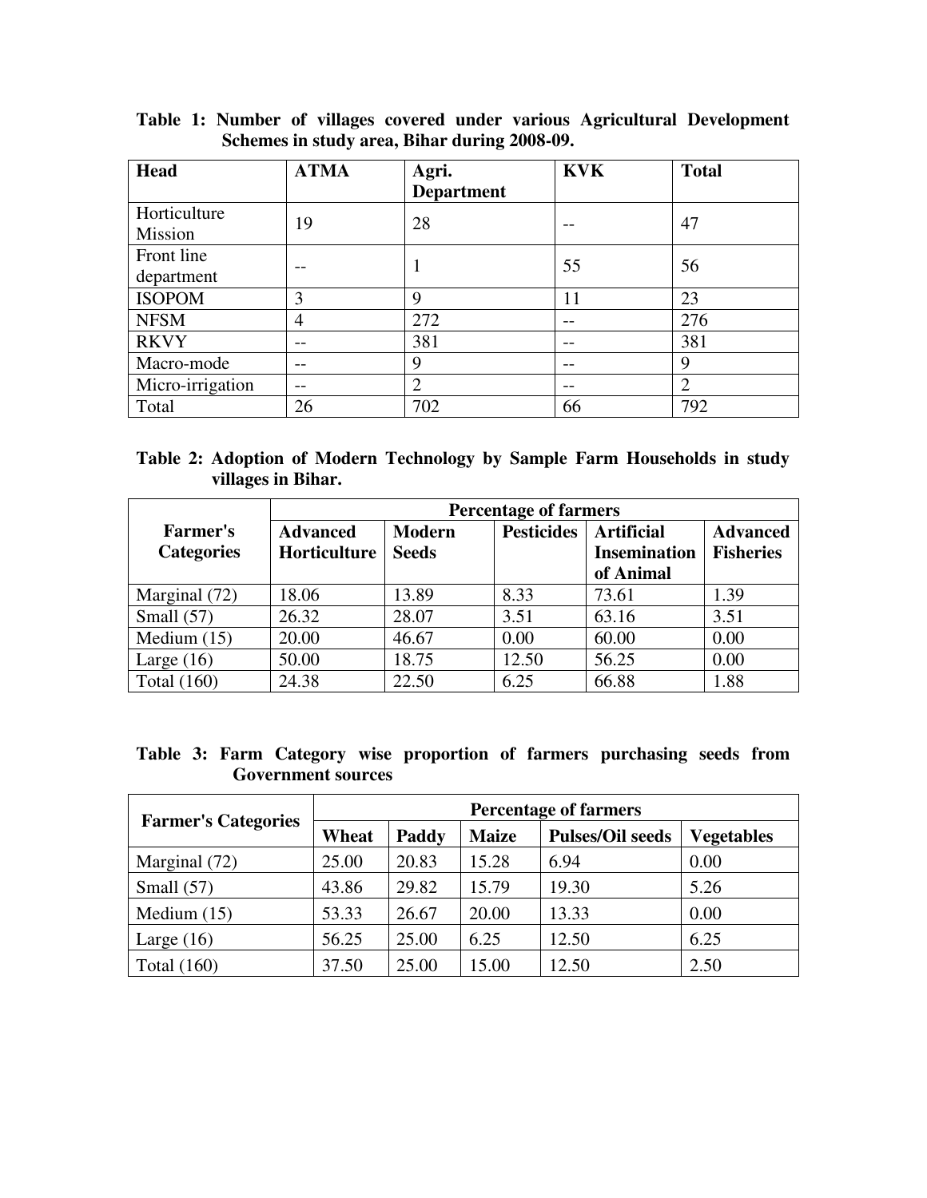**Table 1: Number of villages covered under various Agricultural Development Schemes in study area, Bihar during 2008-09.**

| Head | ATMA | Agri. Department | KVK | Total |
|---|---|---|---|---|
| Horticulture Mission | 19 | 28 | -- | 47 |
| Front line department | -- | 1 | 55 | 56 |
| ISOPOM | 3 | 9 | 11 | 23 |
| NFSM | 4 | 272 | -- | 276 |
| RKVY | -- | 381 | -- | 381 |
| Macro-mode | -- | 9 | -- | 9 |
| Micro-irrigation | -- | 2 | -- | 2 |
| Total | 26 | 702 | 66 | 792 |

**Table 2: Adoption of Modern Technology by Sample Farm Households in study villages in Bihar.**

| Farmer's Categories | Percentage of farmers | | | | |
|---|---|---|---|---|---|
| | Advanced Horticulture | Modern Seeds | Pesticides | Artificial Insemination of Animal | Advanced Fisheries |
| Marginal (72) | 18.06 | 13.89 | 8.33 | 73.61 | 1.39 |
| Small (57) | 26.32 | 28.07 | 3.51 | 63.16 | 3.51 |
| Medium (15) | 20.00 | 46.67 | 0.00 | 60.00 | 0.00 |
| Large (16) | 50.00 | 18.75 | 12.50 | 56.25 | 0.00 |
| Total (160) | 24.38 | 22.50 | 6.25 | 66.88 | 1.88 |

**Table 3: Farm Category wise proportion of farmers purchasing seeds from Government sources**

| Farmer's Categories | Percentage of farmers | | | | |
|---|---|---|---|---|---|
| | Wheat | Paddy | Maize | Pulses/Oil seeds | Vegetables |
| Marginal (72) | 25.00 | 20.83 | 15.28 | 6.94 | 0.00 |
| Small (57) | 43.86 | 29.82 | 15.79 | 19.30 | 5.26 |
| Medium (15) | 53.33 | 26.67 | 20.00 | 13.33 | 0.00 |
| Large (16) | 56.25 | 25.00 | 6.25 | 12.50 | 6.25 |
| Total (160) | 37.50 | 25.00 | 15.00 | 12.50 | 2.50 |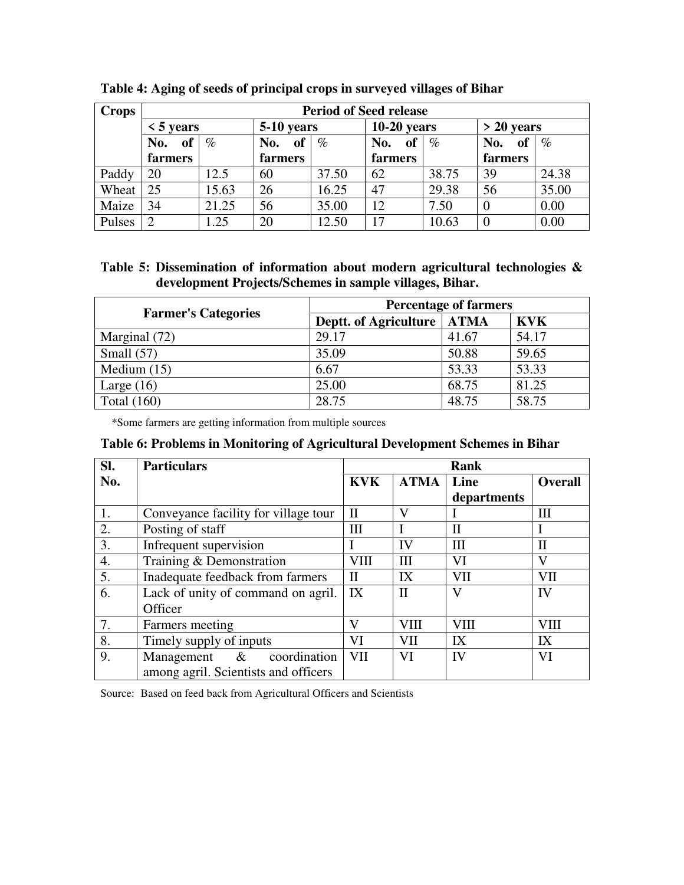**Table 4: Aging of seeds of principal crops in surveyed villages of Bihar**

| Crops | Period of Seed release | | | | | | | |
|---|---|---|---|---|---|---|---|---|
| | < 5 years | | 5-10 years | | 10-20 years | | > 20 years | |
| | No. of farmers | % | No. of farmers | % | No. of farmers | % | No. of farmers | % |
| Paddy | 20 | 12.5 | 60 | 37.50 | 62 | 38.75 | 39 | 24.38 |
| Wheat | 25 | 15.63 | 26 | 16.25 | 47 | 29.38 | 56 | 35.00 |
| Maize | 34 | 21.25 | 56 | 35.00 | 12 | 7.50 | 0 | 0.00 |
| Pulses | 2 | 1.25 | 20 | 12.50 | 17 | 10.63 | 0 | 0.00 |

**Table 5: Dissemination of information about modern agricultural technologies & development Projects/Schemes in sample villages, Bihar.**

| Farmer's Categories | Percentage of farmers | | |
|---|---|---|---|
| | Deptt. of Agriculture | ATMA | KVK |
| Marginal (72) | 29.17 | 41.67 | 54.17 |
| Small (57) | 35.09 | 50.88 | 59.65 |
| Medium (15) | 6.67 | 53.33 | 53.33 |
| Large (16) | 25.00 | 68.75 | 81.25 |
| Total (160) | 28.75 | 48.75 | 58.75 |

*Some farmers are getting information from multiple sources

**Table 6: Problems in Monitoring of Agricultural Development Schemes in Bihar**

| Sl. No. | Particulars | Rank | | | |
|---|---|---|---|---|---|
| | | KVK | ATMA | Line departments | Overall |
| 1. | Conveyance facility for village tour | II | V | I | III |
| 2. | Posting of staff | III | I | II | I |
| 3. | Infrequent supervision | I | IV | III | II |
| 4. | Training & Demonstration | VIII | III | VI | V |
| 5. | Inadequate feedback from farmers | II | IX | VII | VII |
| 6. | Lack of unity of command on agril. Officer | IX | II | V | IV |
| 7. | Farmers meeting | V | VIII | VIII | VIII |
| 8. | Timely supply of inputs | VI | VII | IX | IX |
| 9. | Management & coordination among agril. Scientists and officers | VII | VI | IV | VI |

Source: Based on feed back from Agricultural Officers and Scientists